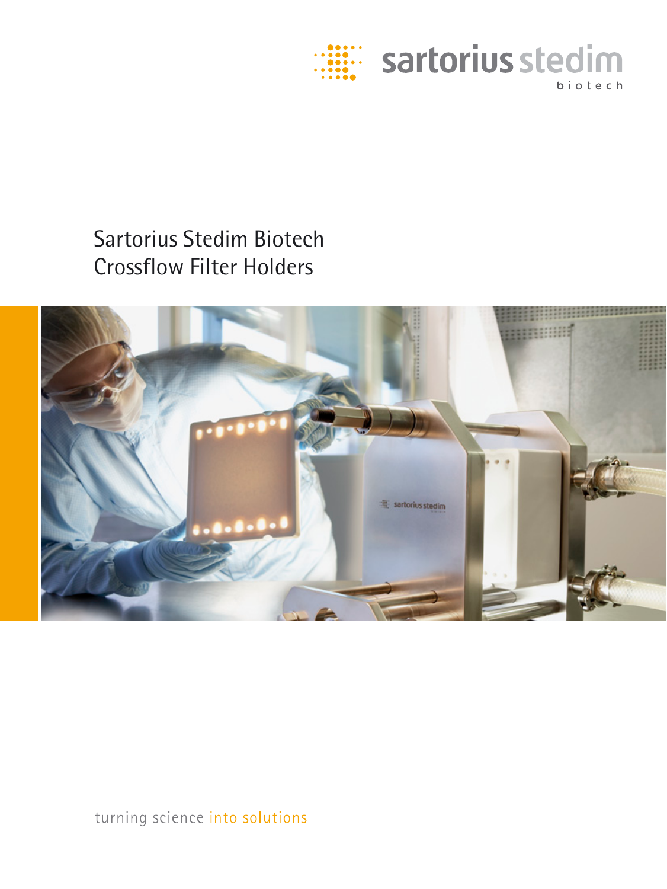sartorius stedim biotech

# Sartorius Stedim Biotech Crossflow Filter Holders

turning science into solutions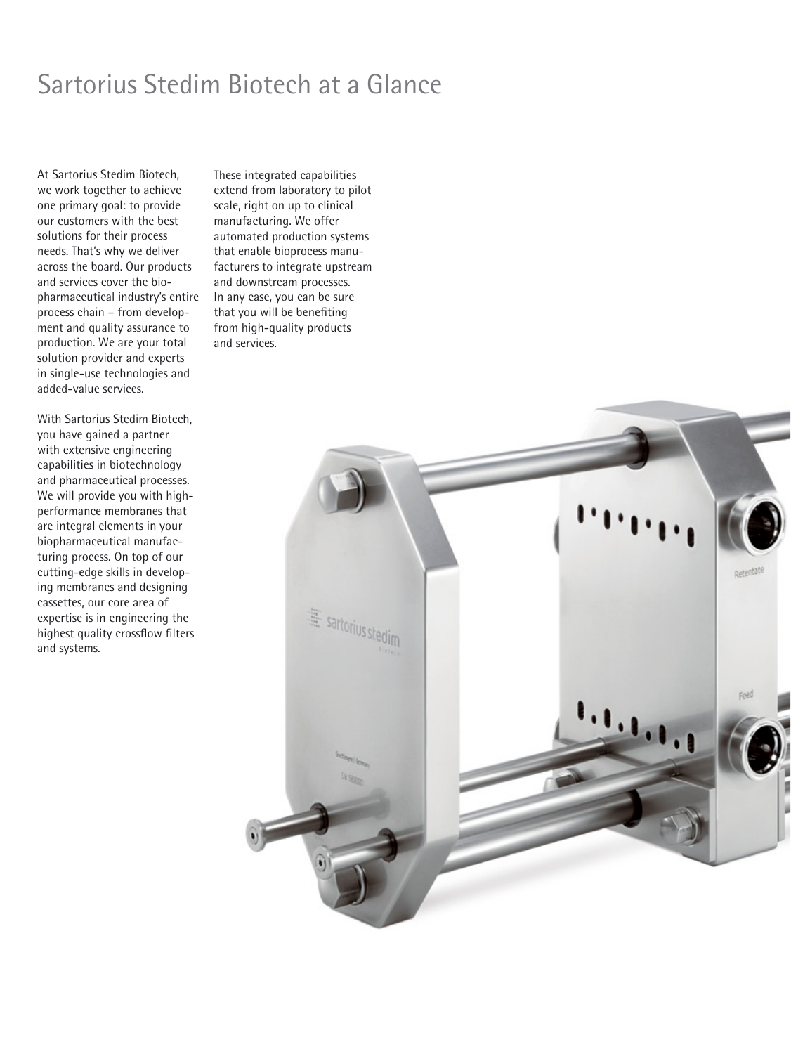# Sartorius Stedim Biotech at a Glance

At Sartorius Stedim Biotech, we work together to achieve one primary goal: to provide our customers with the best solutions for their process needs. That's why we deliver across the board. Our products and services cover the biopharmaceutical industry's entire process chain – from development and quality assurance to production. We are your total solution provider and experts in single-use technologies and added-value services.

With Sartorius Stedim Biotech, you have gained a partner with extensive engineering capabilities in biotechnology and pharmaceutical processes. We will provide you with high-performance membranes that are integral elements in your biopharmaceutical manufacturing process. On top of our cutting-edge skills in developing membranes and designing cassettes, our core area of expertise is in engineering the highest quality crossflow filters and systems.

These integrated capabilities extend from laboratory to pilot scale, right on up to clinical manufacturing. We offer automated production systems that enable bioprocess manufacturers to integrate upstream and downstream processes. In any case, you can be sure that you will be benefiting from high-quality products and services.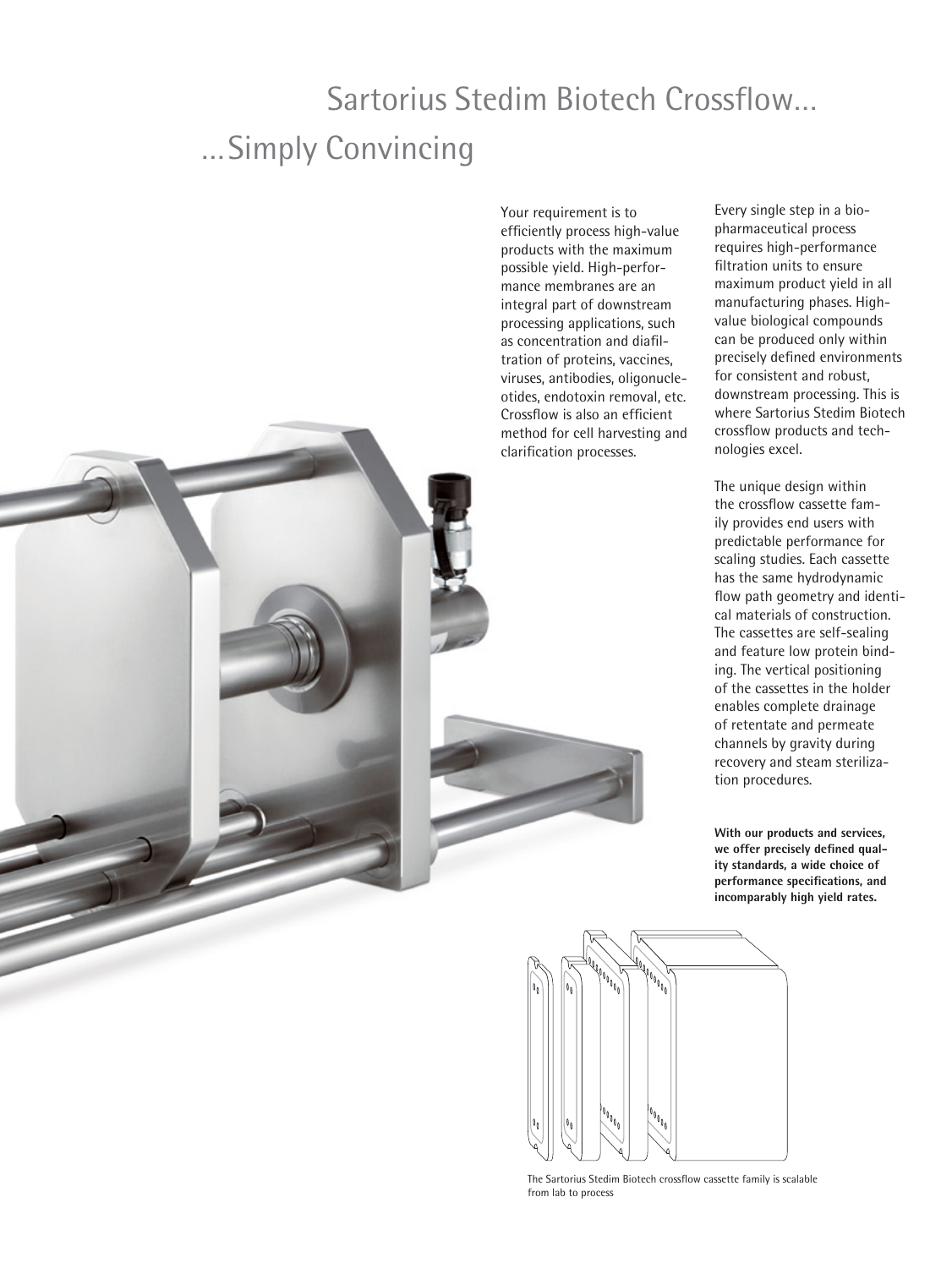# Sartorius Stedim Biotech Crossflow...
# ...Simply Convincing

Your requirement is to efficiently process high-value products with the maximum possible yield. High-performance membranes are an integral part of downstream processing applications, such as concentration and diafiltration of proteins, vaccines, viruses, antibodies, oligonucleotides, endotoxin removal, etc. Crossflow is also an efficient method for cell harvesting and clarification processes.

Every single step in a biopharmaceutical process requires high-performance filtration units to ensure maximum product yield in all manufacturing phases. High-value biological compounds can be produced only within precisely defined environments for consistent and robust, downstream processing. This is where Sartorius Stedim Biotech crossflow products and technologies excel.

The unique design within the crossflow cassette family provides end users with predictable performance for scaling studies. Each cassette has the same hydrodynamic flow path geometry and identical materials of construction. The cassettes are self-sealing and feature low protein binding. The vertical positioning of the cassettes in the holder enables complete drainage of retentate and permeate channels by gravity during recovery and steam sterilization procedures.

**With our products and services, we offer precisely defined quality standards, a wide choice of performance specifications, and incomparably high yield rates.**

The Sartorius Stedim Biotech crossflow cassette family is scalable from lab to process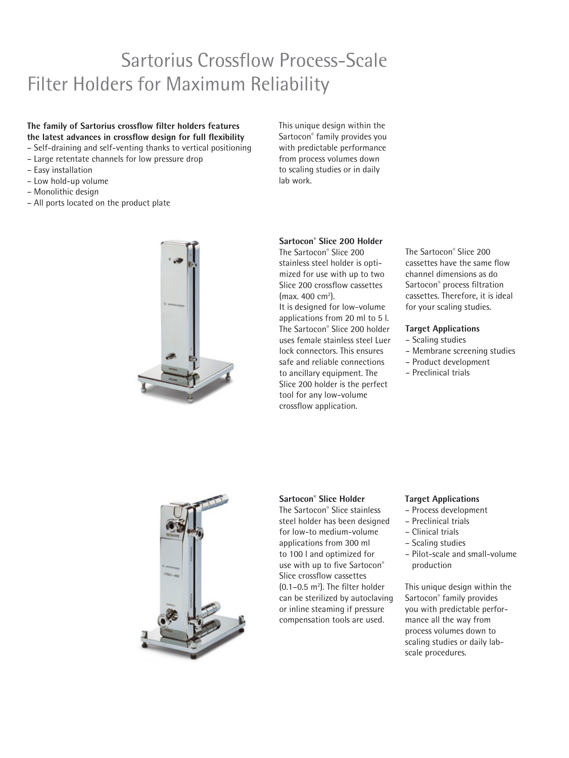# Sartorius Crossflow Process-Scale Filter Holders for Maximum Reliability

**The family of Sartorius crossflow filter holders features the latest advances in crossflow design for full flexibility**

- Self-draining and self-venting thanks to vertical positioning
- Large retentate channels for low pressure drop
- Easy installation
- Low hold-up volume
- Monolithic design
- All ports located on the product plate

This unique design within the Sartocon® family provides you with predictable performance from process volumes down to scaling studies or in daily lab work.

**Sartocon® Slice 200 Holder**

The Sartocon® Slice 200 stainless steel holder is optimized for use with up to two Slice 200 crossflow cassettes (max. 400 $cm^2$).
It is designed for low-volume applications from 20 ml to 5 l. The Sartocon® Slice 200 holder uses female stainless steel Luer lock connectors. This ensures safe and reliable connections to ancillary equipment. The Slice 200 holder is the perfect tool for any low-volume crossflow application.

The Sartocon® Slice 200 cassettes have the same flow channel dimensions as do Sartocon® process filtration cassettes. Therefore, it is ideal for your scaling studies.

**Target Applications**

- Scaling studies
- Membrane screening studies
- Product development
- Preclinical trials

**Sartocon® Slice Holder**

The Sartocon® Slice stainless steel holder has been designed for low-to medium-volume applications from 300 ml to 100 l and optimized for use with up to five Sartocon® Slice crossflow cassettes (0.1–0.5 $m^2$). The filter holder can be sterilized by autoclaving or inline steaming if pressure compensation tools are used.

**Target Applications**

- Process development
- Preclinical trials
- Clinical trials
- Scaling studies
- Pilot-scale and small-volume production

This unique design within the Sartocon® family provides you with predictable performance all the way from process volumes down to scaling studies or daily lab-scale procedures.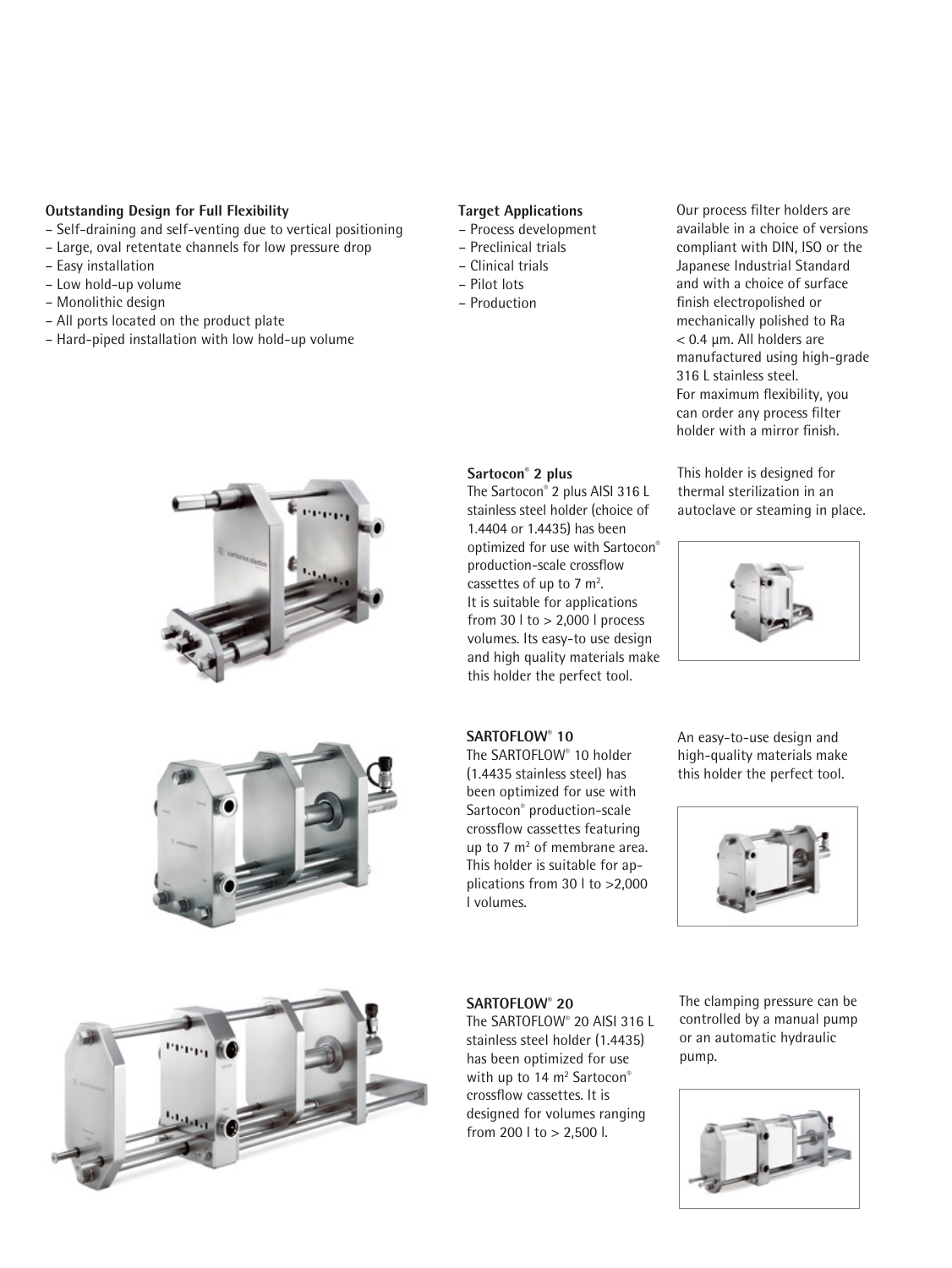**Outstanding Design for Full Flexibility**

- Self-draining and self-venting due to vertical positioning
- Large, oval retentate channels for low pressure drop
- Easy installation
- Low hold-up volume
- Monolithic design
- All ports located on the product plate
- Hard-piped installation with low hold-up volume

**Target Applications**

- Process development
- Preclinical trials
- Clinical trials
- Pilot lots
- Production

Our process filter holders are available in a choice of versions compliant with DIN, ISO or the Japanese Industrial Standard and with a choice of surface finish electropolished or mechanically polished to Ra < 0.4 µm. All holders are manufactured using high-grade 316 L stainless steel.
For maximum flexibility, you can order any process filter holder with a mirror finish.

**Sartocon® 2 plus**
The Sartocon® 2 plus AISI 316 L stainless steel holder (choice of 1.4404 or 1.4435) has been optimized for use with Sartocon® production-scale crossflow cassettes of up to 7 m².
It is suitable for applications from 30 l to > 2,000 l process volumes. Its easy-to use design and high quality materials make this holder the perfect tool.

This holder is designed for thermal sterilization in an autoclave or steaming in place.

**SARTOFLOW® 10**
The SARTOFLOW® 10 holder (1.4435 stainless steel) has been optimized for use with Sartocon® production-scale crossflow cassettes featuring up to 7 m² of membrane area. This holder is suitable for applications from 30 l to >2,000 l volumes.

An easy-to-use design and high-quality materials make this holder the perfect tool.

**SARTOFLOW® 20**
The SARTOFLOW® 20 AISI 316 L stainless steel holder (1.4435) has been optimized for use with up to 14 m² Sartocon® crossflow cassettes. It is designed for volumes ranging from 200 l to > 2,500 l.

The clamping pressure can be controlled by a manual pump or an automatic hydraulic pump.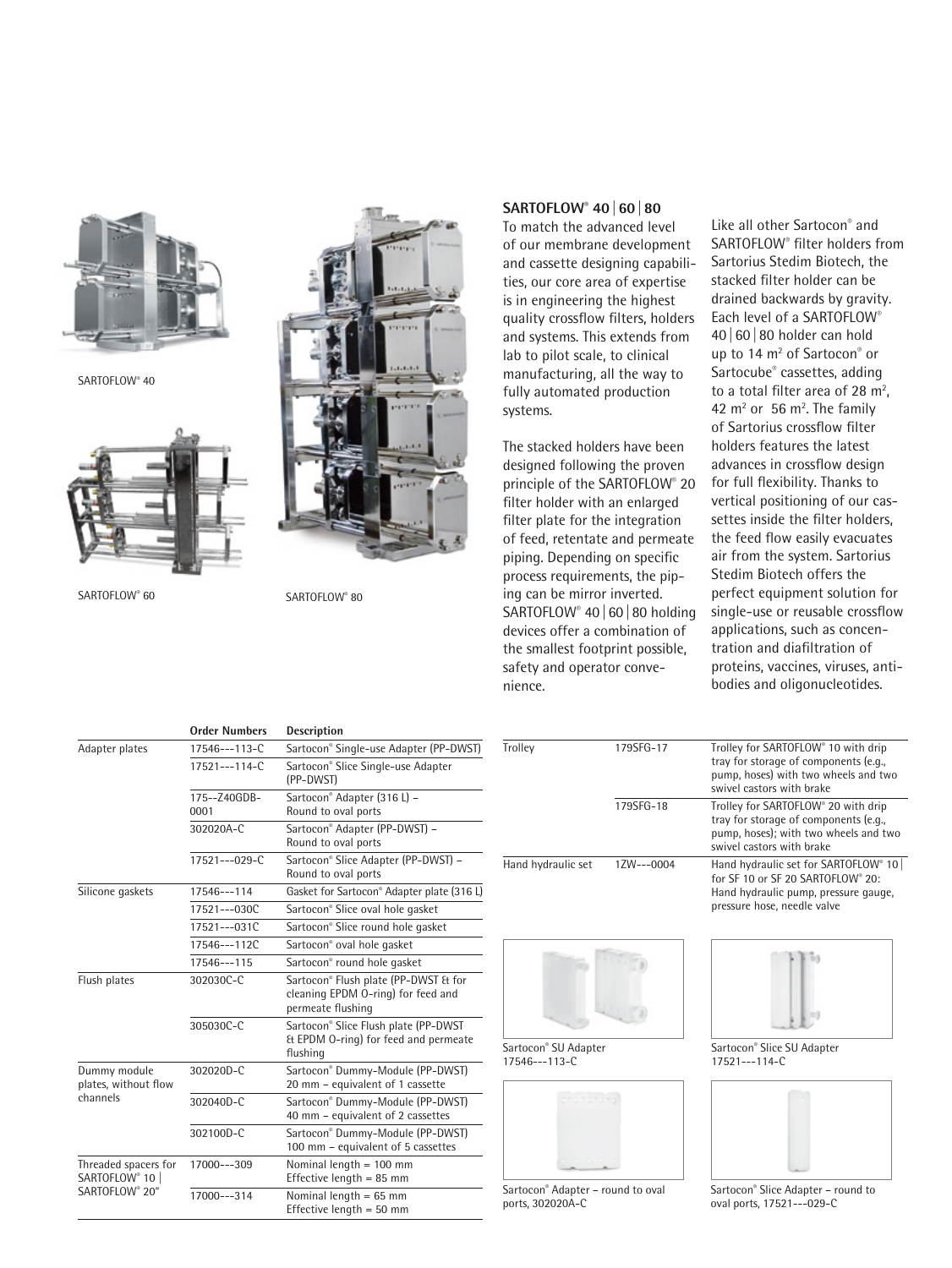SARTOFLOW® 40

SARTOFLOW® 60

SARTOFLOW® 80

## SARTOFLOW® 40 | 60 | 80

To match the advanced level of our membrane development and cassette designing capabilities, our core area of expertise is in engineering the highest quality crossflow filters, holders and systems. This extends from lab to pilot scale, to clinical manufacturing, all the way to fully automated production systems.

The stacked holders have been designed following the proven principle of the SARTOFLOW® 20 filter holder with an enlarged filter plate for the integration of feed, retentate and permeate piping. Depending on specific process requirements, the piping can be mirror inverted. SARTOFLOW® 40 | 60 | 80 holding devices offer a combination of the smallest footprint possible, safety and operator convenience.

Like all other Sartocon® and SARTOFLOW® filter holders from Sartorius Stedim Biotech, the stacked filter holder can be drained backwards by gravity. Each level of a SARTOFLOW® 40 | 60 | 80 holder can hold up to 14 m² of Sartocon® or Sartocube® cassettes, adding to a total filter area of 28 m², 42 m² or 56 m². The family of Sartorius crossflow filter holders features the latest advances in crossflow design for full flexibility. Thanks to vertical positioning of our cassettes inside the filter holders, the feed flow easily evacuates air from the system. Sartorius Stedim Biotech offers the perfect equipment solution for single-use or reusable crossflow applications, such as concentration and diafiltration of proteins, vaccines, viruses, antibodies and oligonucleotides.

| | Order Numbers | Description |
|---|---|---|
| Adapter plates | 17546---113-C | Sartocon® Single-use Adapter (PP-DWST) |
| | 17521---114-C | Sartocon® Slice Single-use Adapter (PP-DWST) |
| | 175--Z40GDB-0001 | Sartocon® Adapter (316 L) – Round to oval ports |
| | 302020A-C | Sartocon® Adapter (PP-DWST) – Round to oval ports |
| | 17521---029-C | Sartocon® Slice Adapter (PP-DWST) – Round to oval ports |
| Silicone gaskets | 17546---114 | Gasket for Sartocon® Adapter plate (316 L) |
| | 17521---030C | Sartocon® Slice oval hole gasket |
| | 17521---031C | Sartocon® Slice round hole gasket |
| | 17546---112C | Sartocon® oval hole gasket |
| | 17546---115 | Sartocon® round hole gasket |
| Flush plates | 302030C-C | Sartocon® Flush plate (PP-DWST & for cleaning EPDM O-ring) for feed and permeate flushing |
| | 305030C-C | Sartocon® Slice Flush plate (PP-DWST & EPDM O-ring) for feed and permeate flushing |
| Dummy module plates, without flow channels | 302020D-C | Sartocon® Dummy-Module (PP-DWST) 20 mm – equivalent of 1 cassette |
| | 302040D-C | Sartocon® Dummy-Module (PP-DWST) 40 mm – equivalent of 2 cassettes |
| | 302100D-C | Sartocon® Dummy-Module (PP-DWST) 100 mm – equivalent of 5 cassettes |
| Threaded spacers for SARTOFLOW® 10 \| SARTOFLOW® 20" | 17000---309 | Nominal length = 100 mm Effective length = 85 mm |
| | 17000---314 | Nominal length = 65 mm Effective length = 50 mm |

| | | |
|---|---|---|
| Trolley | 179SFG-17 | Trolley for SARTOFLOW® 10 with drip tray for storage of components (e.g., pump, hoses) with two wheels and two swivel castors with brake |
| | 179SFG-18 | Trolley for SARTOFLOW® 20 with drip tray for storage of components (e.g., pump, hoses); with two wheels and two swivel castors with brake |
| Hand hydraulic set | 1ZW---0004 | Hand hydraulic set for SARTOFLOW® 10 \| for SF 10 or SF 20 SARTOFLOW® 20: Hand hydraulic pump, pressure gauge, pressure hose, needle valve |

Sartocon® SU Adapter 17546---113-C

Sartocon® Slice SU Adapter 17521---114-C

Sartocon® Adapter – round to oval ports, 302020A-C

Sartocon® Slice Adapter – round to oval ports, 17521---029-C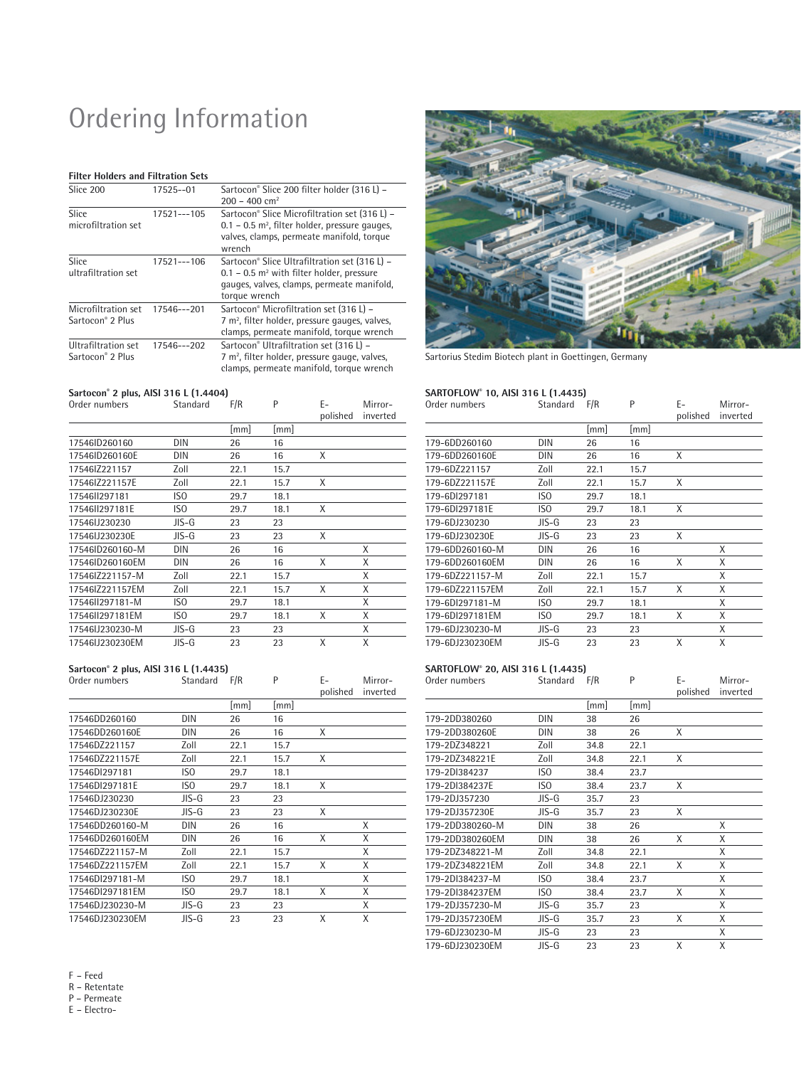# Ordering Information

**Filter Holders and Filtration Sets**

| | | |
|---|---|---|
| Slice 200 | 17525--01 | Sartocon® Slice 200 filter holder (316 L) – 200 – 400 cm² |
| Slice microfiltration set | 17521---105 | Sartocon® Slice Microfiltration set (316 L) – 0.1 – 0.5 m², filter holder, pressure gauges, valves, clamps, permeate manifold, torque wrench |
| Slice ultrafiltration set | 17521---106 | Sartocon® Slice Ultrafiltration set (316 L) – 0.1 – 0.5 m² with filter holder, pressure gauges, valves, clamps, permeate manifold, torque wrench |
| Microfiltration set Sartocon® 2 Plus | 17546---201 | Sartocon® Microfiltration set (316 L) – 7 m², filter holder, pressure gauges, valves, clamps, permeate manifold, torque wrench |
| Ultrafiltration set Sartocon® 2 Plus | 17546---202 | Sartocon® Ultrafiltration set (316 L) – 7 m², filter holder, pressure gauge, valves, clamps, permeate manifold, torque wrench |

**Sartocon® 2 plus, AISI 316 L (1.4404)**

| Order numbers | Standard | F/R | P | E-polished | Mirror-inverted |
|---|---|---|---|---|---|
| | | [mm] | [mm] | | |
| 17546ID260160 | DIN | 26 | 16 | | |
| 17546ID260160E | DIN | 26 | 16 | X | |
| 17546IZ221157 | Zoll | 22.1 | 15.7 | | |
| 17546IZ221157E | Zoll | 22.1 | 15.7 | X | |
| 17546II297181 | ISO | 29.7 | 18.1 | | |
| 17546II297181E | ISO | 29.7 | 18.1 | X | |
| 17546IJ230230 | JIS-G | 23 | 23 | | |
| 17546IJ230230E | JIS-G | 23 | 23 | X | |
| 17546ID260160-M | DIN | 26 | 16 | | X |
| 17546ID260160EM | DIN | 26 | 16 | X | X |
| 17546IZ221157-M | Zoll | 22.1 | 15.7 | | X |
| 17546IZ221157EM | Zoll | 22.1 | 15.7 | X | X |
| 17546II297181-M | ISO | 29.7 | 18.1 | | X |
| 17546II297181EM | ISO | 29.7 | 18.1 | X | X |
| 17546IJ230230-M | JIS-G | 23 | 23 | | X |
| 17546IJ230230EM | JIS-G | 23 | 23 | X | X |

**Sartocon® 2 plus, AISI 316 L (1.4435)**

| Order numbers | Standard | F/R | P | E-polished | Mirror-inverted |
|---|---|---|---|---|---|
| | | [mm] | [mm] | | |
| 17546DD260160 | DIN | 26 | 16 | | |
| 17546DD260160E | DIN | 26 | 16 | X | |
| 17546DZ221157 | Zoll | 22.1 | 15.7 | | |
| 17546DZ221157E | Zoll | 22.1 | 15.7 | X | |
| 17546DI297181 | ISO | 29.7 | 18.1 | | |
| 17546DI297181E | ISO | 29.7 | 18.1 | X | |
| 17546DJ230230 | JIS-G | 23 | 23 | | |
| 17546DJ230230E | JIS-G | 23 | 23 | X | |
| 17546DD260160-M | DIN | 26 | 16 | | X |
| 17546DD260160EM | DIN | 26 | 16 | X | X |
| 17546DZ221157-M | Zoll | 22.1 | 15.7 | | X |
| 17546DZ221157EM | Zoll | 22.1 | 15.7 | X | X |
| 17546DI297181-M | ISO | 29.7 | 18.1 | | X |
| 17546DI297181EM | ISO | 29.7 | 18.1 | X | X |
| 17546DJ230230-M | JIS-G | 23 | 23 | | X |
| 17546DJ230230EM | JIS-G | 23 | 23 | X | X |

F – Feed
R – Retentate
P – Permeate
E – Electro-

Sartorius Stedim Biotech plant in Goettingen, Germany

**SARTOFLOW® 10, AISI 316 L (1.4435)**

| Order numbers | Standard | F/R | P | E-polished | Mirror-inverted |
|---|---|---|---|---|---|
| | | [mm] | [mm] | | |
| 179-6DD260160 | DIN | 26 | 16 | | |
| 179-6DD260160E | DIN | 26 | 16 | X | |
| 179-6DZ221157 | Zoll | 22.1 | 15.7 | | |
| 179-6DZ221157E | Zoll | 22.1 | 15.7 | X | |
| 179-6DI297181 | ISO | 29.7 | 18.1 | | |
| 179-6DI297181E | ISO | 29.7 | 18.1 | X | |
| 179-6DJ230230 | JIS-G | 23 | 23 | | |
| 179-6DJ230230E | JIS-G | 23 | 23 | X | |
| 179-6DD260160-M | DIN | 26 | 16 | | X |
| 179-6DD260160EM | DIN | 26 | 16 | X | X |
| 179-6DZ221157-M | Zoll | 22.1 | 15.7 | | X |
| 179-6DZ221157EM | Zoll | 22.1 | 15.7 | X | X |
| 179-6DI297181-M | ISO | 29.7 | 18.1 | | X |
| 179-6DI297181EM | ISO | 29.7 | 18.1 | X | X |
| 179-6DJ230230-M | JIS-G | 23 | 23 | | X |
| 179-6DJ230230EM | JIS-G | 23 | 23 | X | X |

**SARTOFLOW® 20, AISI 316 L (1.4435)**

| Order numbers | Standard | F/R | P | E-polished | Mirror-inverted |
|---|---|---|---|---|---|
| | | [mm] | [mm] | | |
| 179-2DD380260 | DIN | 38 | 26 | | |
| 179-2DD380260E | DIN | 38 | 26 | X | |
| 179-2DZ348221 | Zoll | 34.8 | 22.1 | | |
| 179-2DZ348221E | Zoll | 34.8 | 22.1 | X | |
| 179-2DI384237 | ISO | 38.4 | 23.7 | | |
| 179-2DI384237E | ISO | 38.4 | 23.7 | X | |
| 179-2DJ357230 | JIS-G | 35.7 | 23 | | |
| 179-2DJ357230E | JIS-G | 35.7 | 23 | X | |
| 179-2DD380260-M | DIN | 38 | 26 | | X |
| 179-2DD380260EM | DIN | 38 | 26 | X | X |
| 179-2DZ348221-M | Zoll | 34.8 | 22.1 | | X |
| 179-2DZ348221EM | Zoll | 34.8 | 22.1 | X | X |
| 179-2DI384237-M | ISO | 38.4 | 23.7 | | X |
| 179-2DI384237EM | ISO | 38.4 | 23.7 | X | X |
| 179-2DJ357230-M | JIS-G | 35.7 | 23 | | X |
| 179-2DJ357230EM | JIS-G | 35.7 | 23 | X | X |
| 179-6DJ230230-M | JIS-G | 23 | 23 | | X |
| 179-6DJ230230EM | JIS-G | 23 | 23 | X | X |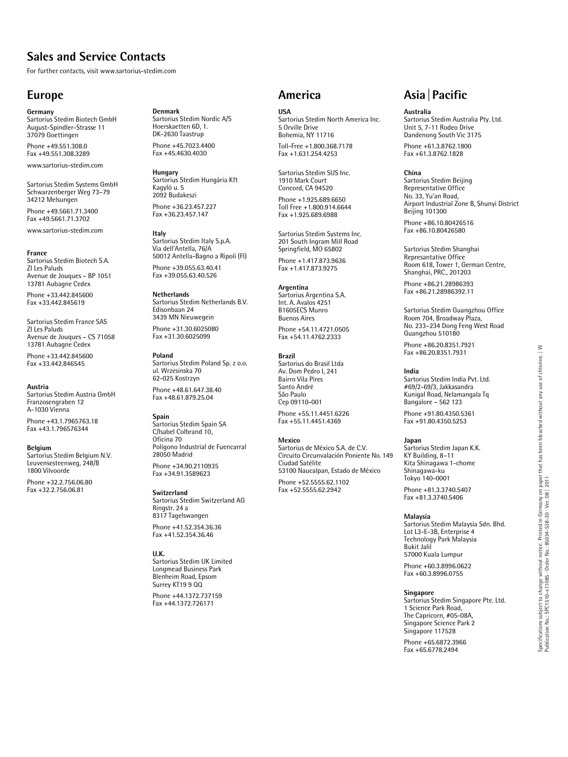# Sales and Service Contacts

For further contacts, visit www.sartorius-stedim.com

## Europe

**Germany**
Sartorius Stedim Biotech GmbH
August-Spindler-Strasse 11
37079 Goettingen

Phone +49.551.308.0
Fax +49.551.308.3289

www.sartorius-stedim.com

Sartorius Stedim Systems GmbH
Schwarzenberger Weg 73–79
34212 Melsungen

Phone +49.5661.71.3400
Fax +49.5661.71.3702

www.sartorius-stedim.com

**France**
Sartorius Stedim Biotech S.A.
ZI Les Paluds
Avenue de Jouques – BP 1051
13781 Aubagne Cedex

Phone +33.442.845600
Fax +33.442.845619

Sartorius Stedim France SAS
ZI Les Paluds
Avenue de Jouques – CS 71058
13781 Aubagne Cedex

Phone +33.442.845600
Fax +33.442.846545

**Austria**
Sartorius Stedim Austria GmbH
Franzosengraben 12
A-1030 Vienna

Phone +43.1.7965763.18
Fax +43.1.796576344

**Belgium**
Sartorius Stedim Belgium N.V.
Leuvensesteenweg, 248/B
1800 Vilvoorde

Phone +32.2.756.06.80
Fax +32.2.756.06.81

**Denmark**
Sartorius Stedim Nordic A/S
Hoerskaetten 6D, 1.
DK-2630 Taastrup

Phone +45.7023.4400
Fax +45.4630.4030

**Hungary**
Sartorius Stedim Hungária Kft
Kagyló u. 5
2092 Budakeszi

Phone +36.23.457.227
Fax +36.23.457.147

**Italy**
Sartorius Stedim Italy S.p.A.
Via dell'Antella, 76/A
50012 Antella-Bagno a Ripoli (FI)

Phone +39.055.63.40.41
Fax +39.055.63.40.526

**Netherlands**
Sartorius Stedim Netherlands B.V.
Edisonbaan 24
3439 MN Nieuwegein

Phone +31.30.6025080
Fax +31.30.6025099

**Poland**
Sartorius Stedim Poland Sp. z o.o.
ul. Wrzesinska 70
62-025 Kostrzyn

Phone +48.61.647.38.40
Fax +48.61.879.25.04

**Spain**
Sartorius Stedim Spain SA
C/Isabel Colbrand 10,
Oficina 70
Polígono Industrial de Fuencarral
28050 Madrid

Phone +34.90.2110935
Fax +34.91.3589623

**Switzerland**
Sartorius Stedim Switzerland AG
Ringstr. 24 a
8317 Tagelswangen

Phone +41.52.354.36.36
Fax +41.52.354.36.46

**U.K.**
Sartorius Stedim UK Limited
Longmead Business Park
Blenheim Road, Epsom
Surrey KT19 9 QQ

Phone +44.1372.737159
Fax +44.1372.726171

## America

**USA**
Sartorius Stedim North America Inc.
5 Orville Drive
Bohemia, NY 11716

Toll-Free +1.800.368.7178
Fax +1.631.254.4253

Sartorius Stedim SUS Inc.
1910 Mark Court
Concord, CA 94520

Phone +1.925.689.6650
Toll Free +1.800.914.6644
Fax +1.925.689.6988

Sartorius Stedim Systems Inc.
201 South Ingram Mill Road
Springfield, MO 65802

Phone +1.417.873.9636
Fax +1.417.873.9275

**Argentina**
Sartorius Argentina S.A.
Int. A. Avalos 4251
B1605ECS Munro
Buenos Aires

Phone +54.11.4721.0505
Fax +54.11.4762.2333

**Brazil**
Sartorius do Brasil Ltda
Av. Dom Pedro I, 241
Bairro Vila Pires
Santo André
São Paulo
Cep 09110-001

Phone +55.11.4451.6226
Fax +55.11.4451.4369

**Mexico**
Sartorius de México S.A. de C.V.
Circuito Circunvalación Poniente No. 149
Ciudad Satélite
53100 Naucalpan, Estado de México

Phone +52.5555.62.1102
Fax +52.5555.62.2942

## Asia | Pacific

**Australia**
Sartorius Stedim Australia Pty. Ltd.
Unit 5, 7-11 Rodeo Drive
Dandenong South Vic 3175

Phone +61.3.8762.1800
Fax +61.3.8762.1828

**China**
Sartorius Stedim Beijing
Representative Office
No. 33, Yu'an Road,
Airport Industrial Zone B, Shunyi District
Beijing 101300

Phone +86.10.80426516
Fax +86.10.80426580

Sartorius Stedim Shanghai
Represantative Office
Room 618, Tower 1, German Centre,
Shanghai, PRC., 201203

Phone +86.21.28986393
Fax +86.21.28986392.11

Sartorius Stedim Guangzhou Office
Room 704, Broadway Plaza,
No. 233–234 Dong Feng West Road
Guangzhou 510180

Phone +86.20.8351.7921
Fax +86.20.8351.7931

**India**
Sartorius Stedim India Pvt. Ltd.
#69/2-69/3, Jakkasandra
Kunigal Road, Nelamangala Tq
Bangalore – 562 123

Phone +91.80.4350.5361
Fax +91.80.4350.5253

**Japan**
Sartorius Stedim Japan K.K.
KY Building, 8–11
Kita Shinagawa 1-chome
Shinagawa-ku
Tokyo 140-0001

Phone +81.3.3740.5407
Fax +81.3.3740.5406

**Malaysia**
Sartorius Stedim Malaysia Sdn. Bhd.
Lot L3-E-3B, Enterprise 4
Technology Park Malaysia
Bukit Jalil
57000 Kuala Lumpur

Phone +60.3.8996.0622
Fax +60.3.8996.0755

**Singapore**
Sartorius Stedim Singapore Pte. Ltd.
1 Science Park Road,
The Capricorn, #05-08A,
Singapore Science Park 2
Singapore 117528

Phone +65.6872.3966
Fax +65.6778.2494

Specifications subject to change without notice. Printed in Germany on paper that has been bleached without any use of chlorine. | W
Publication No.: SPC1510-e11085 · Order No.: 85034-538-30 · Ver. 08 | 2011